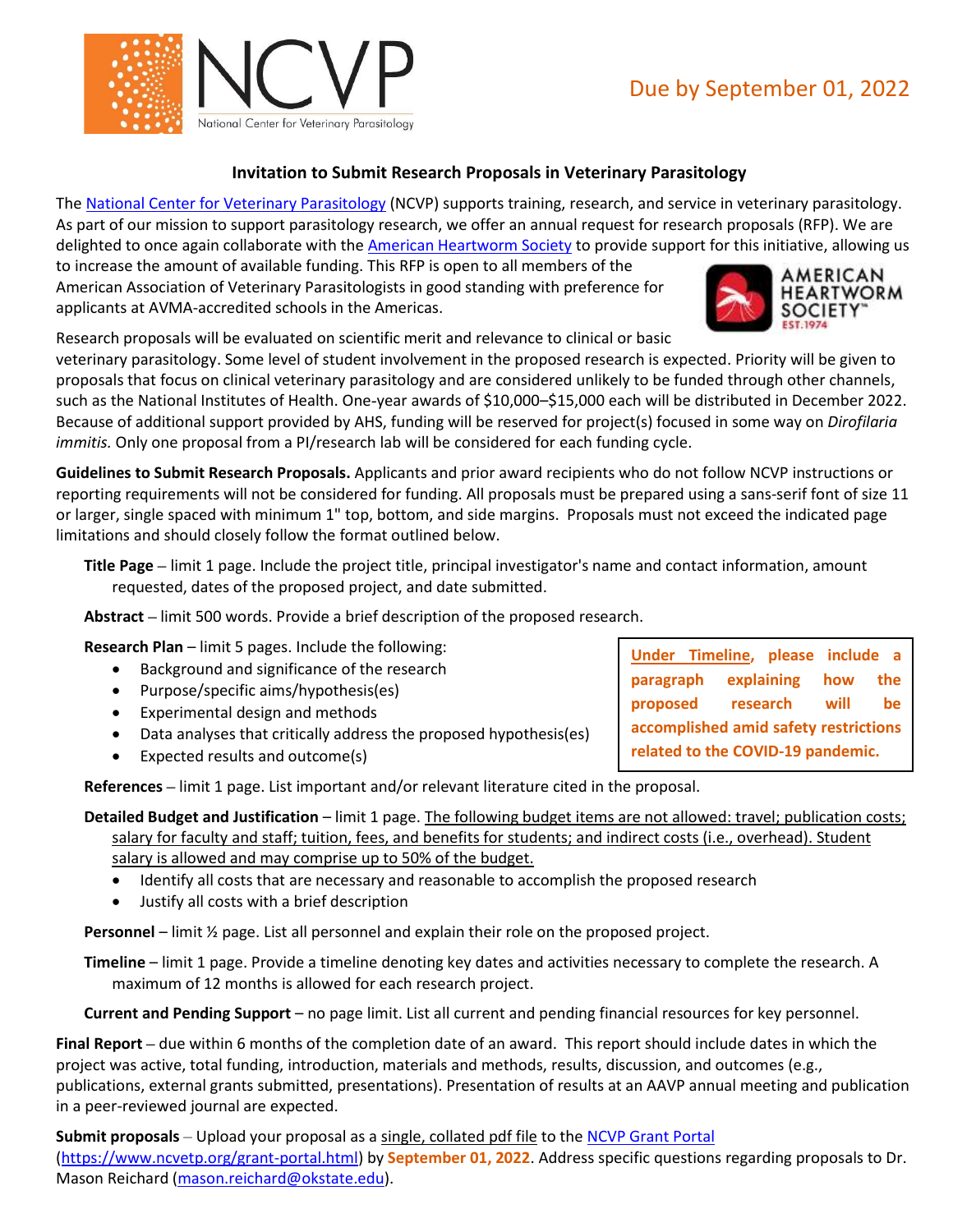NCVP National Center for Veterinary Parasitology

Due by September 01, 2022

## Invitation to Submit Research Proposals in Veterinary Parasitology

The National Center for Veterinary Parasitology (NCVP) supports training, research, and service in veterinary parasitology. As part of our mission to support parasitology research, we offer an annual request for research proposals (RFP). We are delighted to once again collaborate with the American Heartworm Society to provide support for this initiative, allowing us to increase the amount of available funding. This RFP is open to all members of the American Association of Veterinary Parasitologists in good standing with preference for applicants at AVMA-accredited schools in the Americas.

Research proposals will be evaluated on scientific merit and relevance to clinical or basic veterinary parasitology. Some level of student involvement in the proposed research is expected. Priority will be given to proposals that focus on clinical veterinary parasitology and are considered unlikely to be funded through other channels, such as the National Institutes of Health. One-year awards of $10,000–$15,000 each will be distributed in December 2022. Because of additional support provided by AHS, funding will be reserved for project(s) focused in some way on *Dirofilaria immitis.* Only one proposal from a PI/research lab will be considered for each funding cycle.

**Guidelines to Submit Research Proposals.** Applicants and prior award recipients who do not follow NCVP instructions or reporting requirements will not be considered for funding. All proposals must be prepared using a sans-serif font of size 11 or larger, single spaced with minimum 1" top, bottom, and side margins. Proposals must not exceed the indicated page limitations and should closely follow the format outlined below.

**Title Page** – limit 1 page. Include the project title, principal investigator's name and contact information, amount requested, dates of the proposed project, and date submitted.

**Abstract** – limit 500 words. Provide a brief description of the proposed research.

**Research Plan** – limit 5 pages. Include the following:

- Background and significance of the research
- Purpose/specific aims/hypothesis(es)
- Experimental design and methods
- Data analyses that critically address the proposed hypothesis(es)
- Expected results and outcome(s)

**Under Timeline, please include a paragraph explaining how the proposed research will be accomplished amid safety restrictions related to the COVID-19 pandemic.**

**References** – limit 1 page. List important and/or relevant literature cited in the proposal.

**Detailed Budget and Justification** – limit 1 page. The following budget items are not allowed: travel; publication costs; salary for faculty and staff; tuition, fees, and benefits for students; and indirect costs (i.e., overhead). Student salary is allowed and may comprise up to 50% of the budget.

- Identify all costs that are necessary and reasonable to accomplish the proposed research
- Justify all costs with a brief description

**Personnel** – limit ½ page. List all personnel and explain their role on the proposed project.

**Timeline** – limit 1 page. Provide a timeline denoting key dates and activities necessary to complete the research. A maximum of 12 months is allowed for each research project.

**Current and Pending Support** – no page limit. List all current and pending financial resources for key personnel.

**Final Report** – due within 6 months of the completion date of an award. This report should include dates in which the project was active, total funding, introduction, materials and methods, results, discussion, and outcomes (e.g., publications, external grants submitted, presentations). Presentation of results at an AAVP annual meeting and publication in a peer-reviewed journal are expected.

**Submit proposals** – Upload your proposal as a single, collated pdf file to the NCVP Grant Portal (https://www.ncvetp.org/grant-portal.html) by **September 01, 2022**. Address specific questions regarding proposals to Dr. Mason Reichard (mason.reichard@okstate.edu).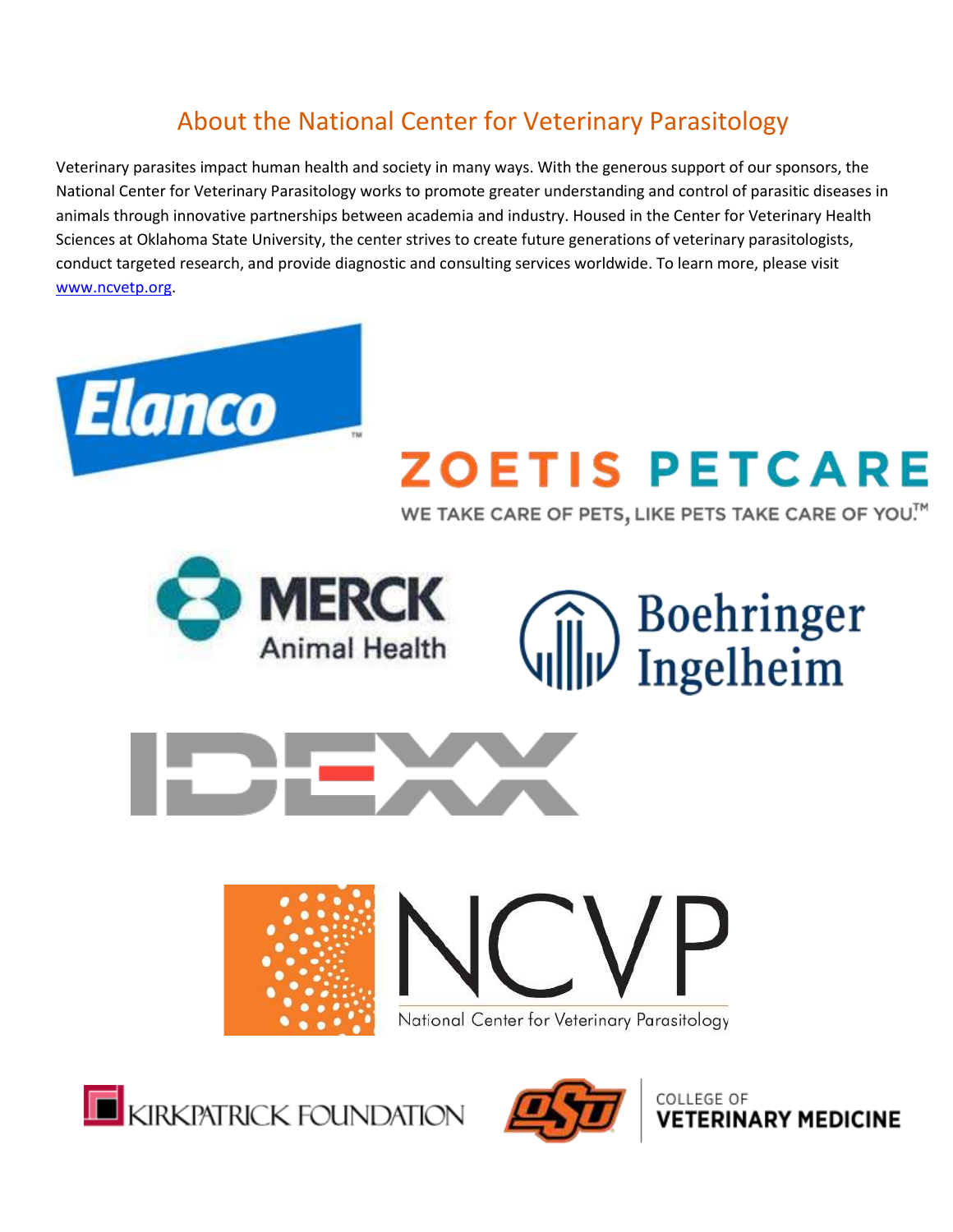## About the National Center for Veterinary Parasitology

Veterinary parasites impact human health and society in many ways. With the generous support of our sponsors, the National Center for Veterinary Parasitology works to promote greater understanding and control of parasitic diseases in animals through innovative partnerships between academia and industry. Housed in the Center for Veterinary Health Sciences at Oklahoma State University, the center strives to create future generations of veterinary parasitologists, conduct targeted research, and provide diagnostic and consulting services worldwide. To learn more, please visit www.ncvetp.org.